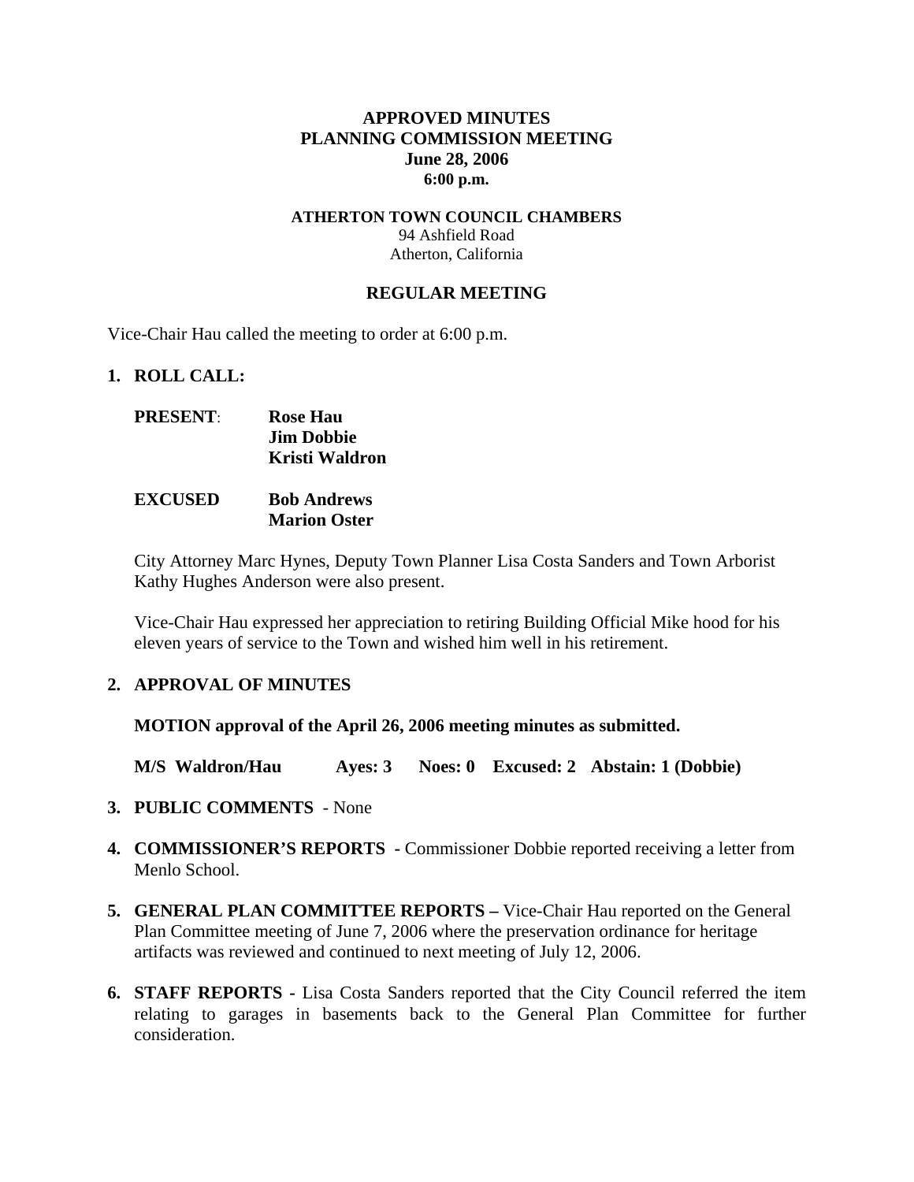# APPROVED MINUTES
# PLANNING COMMISSION MEETING
# June 28, 2006
# 6:00 p.m.

**ATHERTON TOWN COUNCIL CHAMBERS**
94 Ashfield Road
Atherton, California

## REGULAR MEETING

Vice-Chair Hau called the meeting to order at 6:00 p.m.

1. **ROLL CALL:**

   **PRESENT**: **Rose Hau**
   **Jim Dobbie**
   **Kristi Waldron**

   **EXCUSED** **Bob Andrews**
   **Marion Oster**

   City Attorney Marc Hynes, Deputy Town Planner Lisa Costa Sanders and Town Arborist Kathy Hughes Anderson were also present.

   Vice-Chair Hau expressed her appreciation to retiring Building Official Mike hood for his eleven years of service to the Town and wished him well in his retirement.

2. **APPROVAL OF MINUTES**

   **MOTION approval of the April 26, 2006 meeting minutes as submitted.**

   **M/S Waldron/Hau Ayes: 3 Noes: 0 Excused: 2 Abstain: 1 (Dobbie)**

3. **PUBLIC COMMENTS** - None

4. **COMMISSIONER'S REPORTS -** Commissioner Dobbie reported receiving a letter from Menlo School.

5. **GENERAL PLAN COMMITTEE REPORTS –** Vice-Chair Hau reported on the General Plan Committee meeting of June 7, 2006 where the preservation ordinance for heritage artifacts was reviewed and continued to next meeting of July 12, 2006.

6. **STAFF REPORTS -** Lisa Costa Sanders reported that the City Council referred the item relating to garages in basements back to the General Plan Committee for further consideration.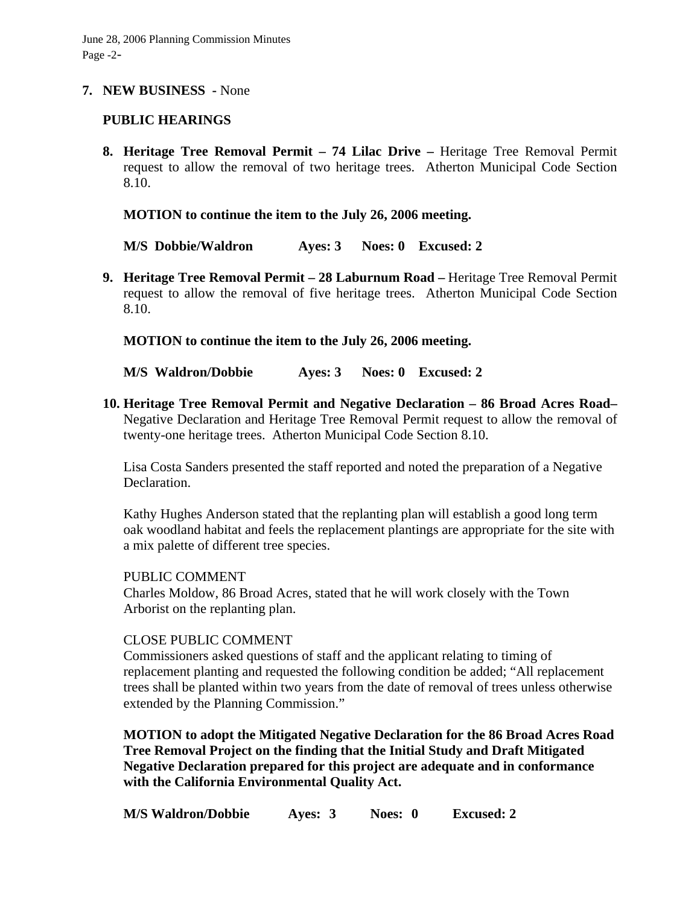**7. NEW BUSINESS** - None

**PUBLIC HEARINGS**

**8. Heritage Tree Removal Permit – 74 Lilac Drive –** Heritage Tree Removal Permit request to allow the removal of two heritage trees. Atherton Municipal Code Section 8.10.

**MOTION to continue the item to the July 26, 2006 meeting.**

**M/S Dobbie/Waldron Ayes: 3 Noes: 0 Excused: 2**

**9. Heritage Tree Removal Permit – 28 Laburnum Road –** Heritage Tree Removal Permit request to allow the removal of five heritage trees. Atherton Municipal Code Section 8.10.

**MOTION to continue the item to the July 26, 2006 meeting.**

**M/S Waldron/Dobbie Ayes: 3 Noes: 0 Excused: 2**

**10. Heritage Tree Removal Permit and Negative Declaration – 86 Broad Acres Road–** Negative Declaration and Heritage Tree Removal Permit request to allow the removal of twenty-one heritage trees. Atherton Municipal Code Section 8.10.

Lisa Costa Sanders presented the staff reported and noted the preparation of a Negative Declaration.

Kathy Hughes Anderson stated that the replanting plan will establish a good long term oak woodland habitat and feels the replacement plantings are appropriate for the site with a mix palette of different tree species.

PUBLIC COMMENT
Charles Moldow, 86 Broad Acres, stated that he will work closely with the Town Arborist on the replanting plan.

CLOSE PUBLIC COMMENT
Commissioners asked questions of staff and the applicant relating to timing of replacement planting and requested the following condition be added; "All replacement trees shall be planted within two years from the date of removal of trees unless otherwise extended by the Planning Commission."

**MOTION to adopt the Mitigated Negative Declaration for the 86 Broad Acres Road Tree Removal Project on the finding that the Initial Study and Draft Mitigated Negative Declaration prepared for this project are adequate and in conformance with the California Environmental Quality Act.**

**M/S Waldron/Dobbie Ayes: 3 Noes: 0 Excused: 2**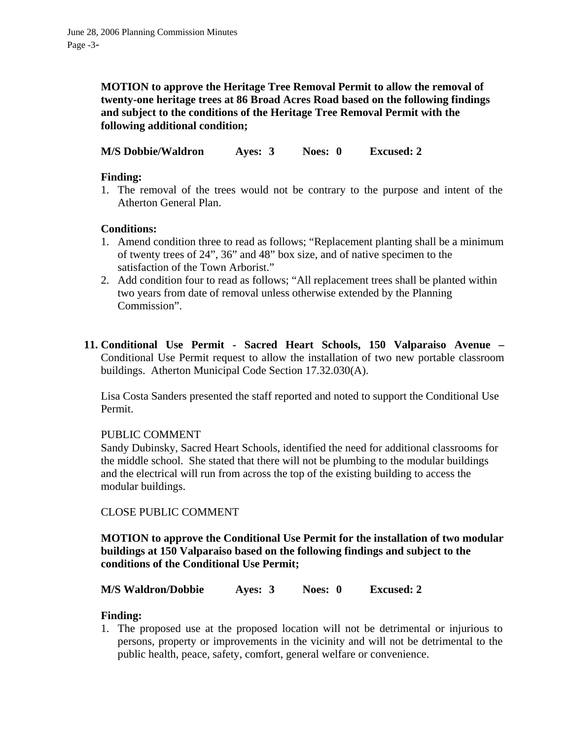**MOTION to approve the Heritage Tree Removal Permit to allow the removal of twenty-one heritage trees at 86 Broad Acres Road based on the following findings and subject to the conditions of the Heritage Tree Removal Permit with the following additional condition;**

**M/S Dobbie/Waldron Ayes: 3 Noes: 0 Excused: 2**

**Finding:**

1. The removal of the trees would not be contrary to the purpose and intent of the Atherton General Plan.

**Conditions:**

1. Amend condition three to read as follows; "Replacement planting shall be a minimum of twenty trees of 24", 36" and 48" box size, and of native specimen to the satisfaction of the Town Arborist."
2. Add condition four to read as follows; "All replacement trees shall be planted within two years from date of removal unless otherwise extended by the Planning Commission".

**11. Conditional Use Permit - Sacred Heart Schools, 150 Valparaiso Avenue –** Conditional Use Permit request to allow the installation of two new portable classroom buildings. Atherton Municipal Code Section 17.32.030(A).

Lisa Costa Sanders presented the staff reported and noted to support the Conditional Use Permit.

PUBLIC COMMENT

Sandy Dubinsky, Sacred Heart Schools, identified the need for additional classrooms for the middle school. She stated that there will not be plumbing to the modular buildings and the electrical will run from across the top of the existing building to access the modular buildings.

CLOSE PUBLIC COMMENT

**MOTION to approve the Conditional Use Permit for the installation of two modular buildings at 150 Valparaiso based on the following findings and subject to the conditions of the Conditional Use Permit;**

**M/S Waldron/Dobbie Ayes: 3 Noes: 0 Excused: 2**

**Finding:**

1. The proposed use at the proposed location will not be detrimental or injurious to persons, property or improvements in the vicinity and will not be detrimental to the public health, peace, safety, comfort, general welfare or convenience.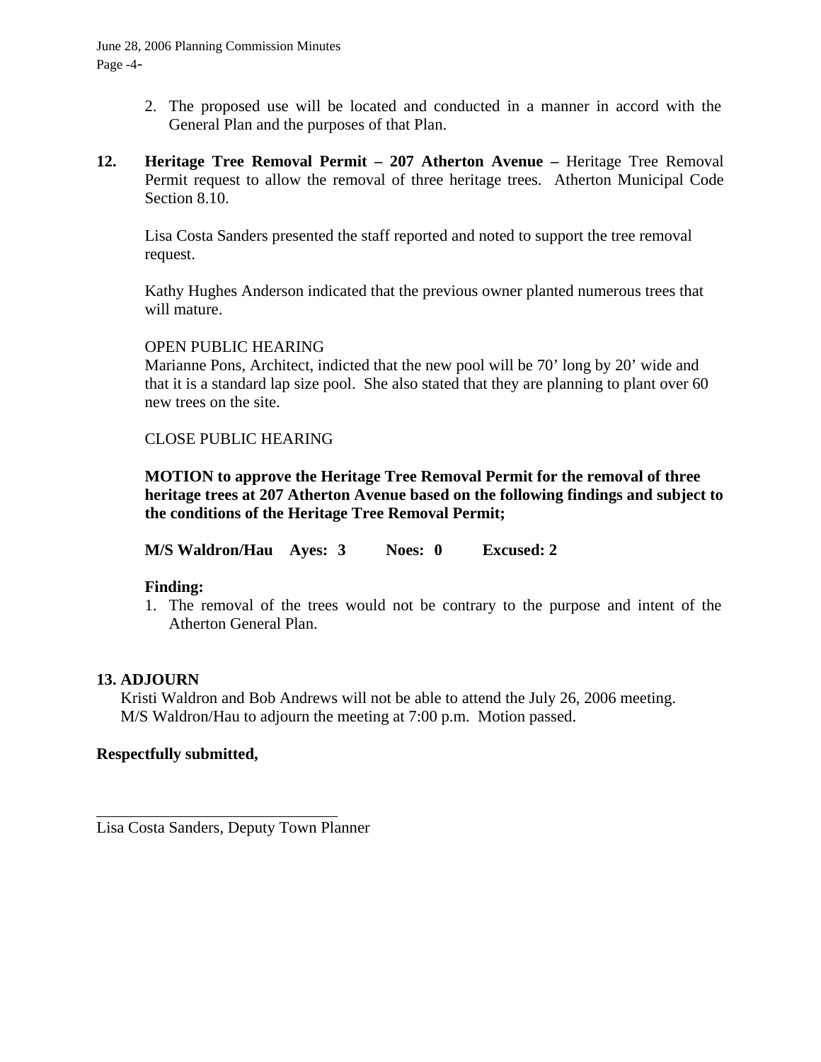2. The proposed use will be located and conducted in a manner in accord with the General Plan and the purposes of that Plan.

**12. Heritage Tree Removal Permit – 207 Atherton Avenue –** Heritage Tree Removal Permit request to allow the removal of three heritage trees. Atherton Municipal Code Section 8.10.

Lisa Costa Sanders presented the staff reported and noted to support the tree removal request.

Kathy Hughes Anderson indicated that the previous owner planted numerous trees that will mature.

OPEN PUBLIC HEARING
Marianne Pons, Architect, indicted that the new pool will be 70' long by 20' wide and that it is a standard lap size pool. She also stated that they are planning to plant over 60 new trees on the site.

CLOSE PUBLIC HEARING

**MOTION to approve the Heritage Tree Removal Permit for the removal of three heritage trees at 207 Atherton Avenue based on the following findings and subject to the conditions of the Heritage Tree Removal Permit;**

**M/S Waldron/Hau Ayes: 3 Noes: 0 Excused: 2**

**Finding:**

1. The removal of the trees would not be contrary to the purpose and intent of the Atherton General Plan.

**13. ADJOURN**

Kristi Waldron and Bob Andrews will not be able to attend the July 26, 2006 meeting.
M/S Waldron/Hau to adjourn the meeting at 7:00 p.m. Motion passed.

**Respectfully submitted,**

\_\_\_\_\_\_\_\_\_\_\_\_\_\_\_\_\_\_\_\_\_\_\_\_\_\_\_\_\_\_\_\_
Lisa Costa Sanders, Deputy Town Planner